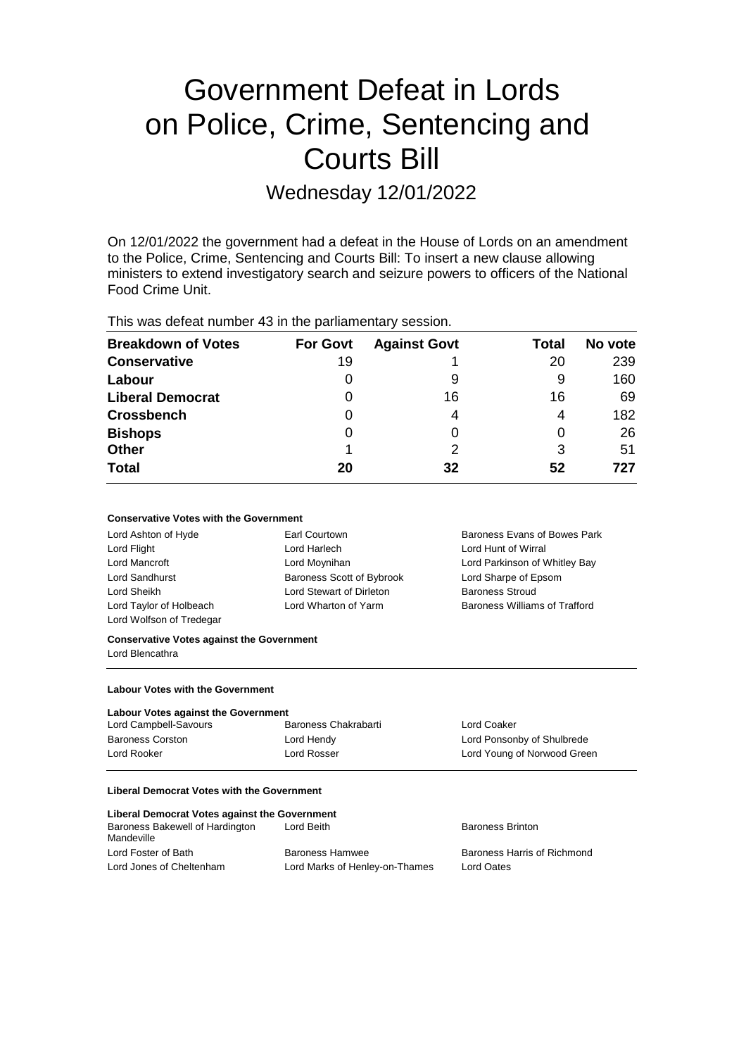# Government Defeat in Lords on Police, Crime, Sentencing and Courts Bill

## Wednesday 12/01/2022

On 12/01/2022 the government had a defeat in the House of Lords on an amendment to the Police, Crime, Sentencing and Courts Bill: To insert a new clause allowing ministers to extend investigatory search and seizure powers to officers of the National Food Crime Unit.

This was defeat number 43 in the parliamentary session.

| Breakdown of Votes | For Govt | Against Govt | Total | No vote |
|---|---|---|---|---|
| **Conservative** | 19 | 1 | 20 | 239 |
| **Labour** | 0 | 9 | 9 | 160 |
| **Liberal Democrat** | 0 | 16 | 16 | 69 |
| **Crossbench** | 0 | 4 | 4 | 182 |
| **Bishops** | 0 | 0 | 0 | 26 |
| **Other** | 1 | 2 | 3 | 51 |
| **Total** | **20** | **32** | **52** | **727** |

#### Conservative Votes with the Government

| | | |
|---|---|---|
| Lord Ashton of Hyde | Earl Courtown | Baroness Evans of Bowes Park |
| Lord Flight | Lord Harlech | Lord Hunt of Wirral |
| Lord Mancroft | Lord Moynihan | Lord Parkinson of Whitley Bay |
| Lord Sandhurst | Baroness Scott of Bybrook | Lord Sharpe of Epsom |
| Lord Sheikh | Lord Stewart of Dirleton | Baroness Stroud |
| Lord Taylor of Holbeach | Lord Wharton of Yarm | Baroness Williams of Trafford |
| Lord Wolfson of Tredegar | | |

#### Conservative Votes against the Government

Lord Blencathra

#### Labour Votes with the Government

#### Labour Votes against the Government

| | | |
|---|---|---|
| Lord Campbell-Savours | Baroness Chakrabarti | Lord Coaker |
| Baroness Corston | Lord Hendy | Lord Ponsonby of Shulbrede |
| Lord Rooker | Lord Rosser | Lord Young of Norwood Green |

#### Liberal Democrat Votes with the Government

#### Liberal Democrat Votes against the Government

| | | |
|---|---|---|
| Baroness Bakewell of Hardington Mandeville | Lord Beith | Baroness Brinton |
| Lord Foster of Bath | Baroness Hamwee | Baroness Harris of Richmond |
| Lord Jones of Cheltenham | Lord Marks of Henley-on-Thames | Lord Oates |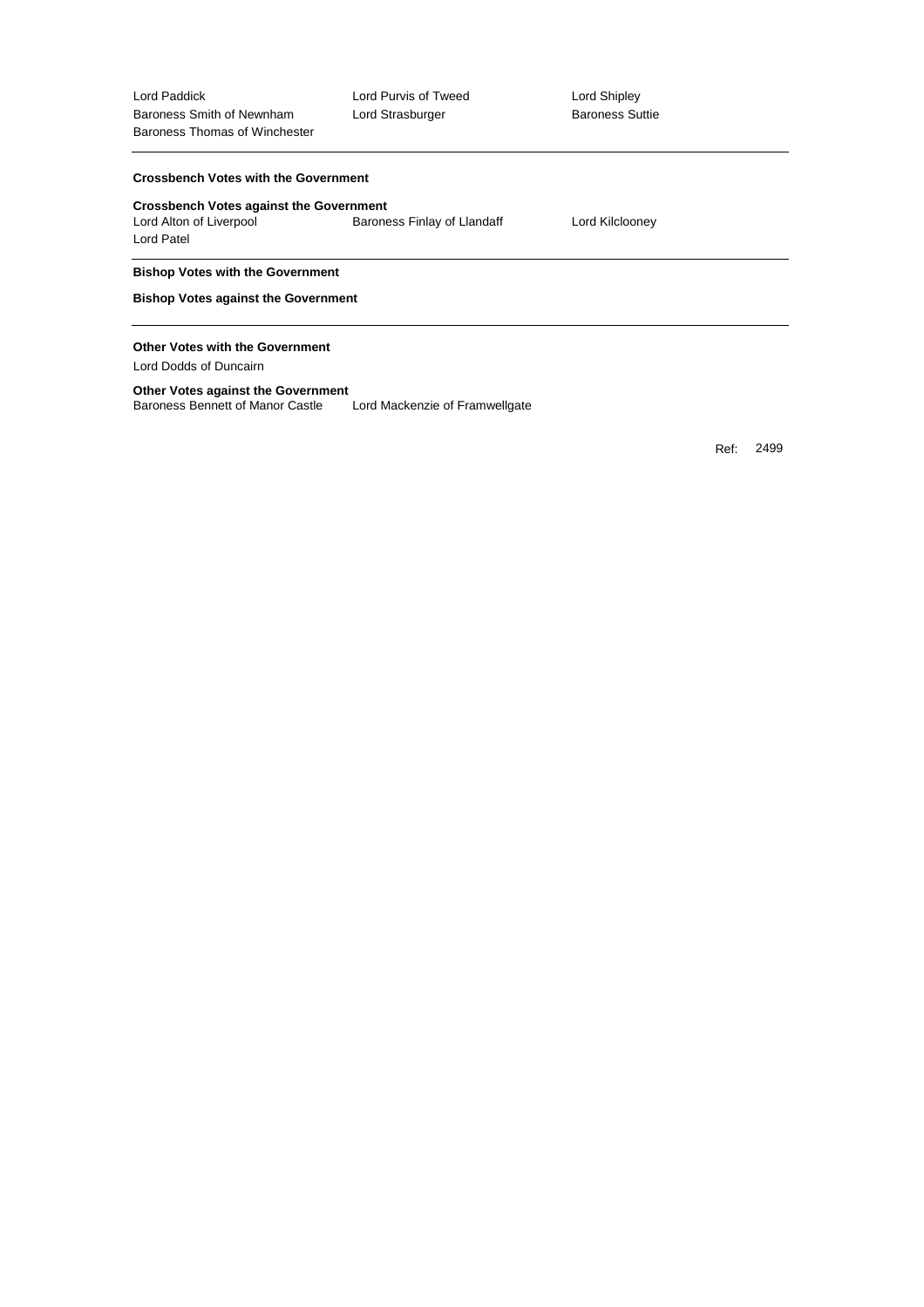Lord Paddick
Lord Purvis of Tweed
Lord Shipley
Baroness Smith of Newnham
Lord Strasburger
Baroness Suttie
Baroness Thomas of Winchester

---

**Crossbench Votes with the Government**

**Crossbench Votes against the Government**

Lord Alton of Liverpool
Baroness Finlay of Llandaff
Lord Kilclooney
Lord Patel

---

**Bishop Votes with the Government**

**Bishop Votes against the Government**

---

**Other Votes with the Government**

Lord Dodds of Duncairn

**Other Votes against the Government**

Baroness Bennett of Manor Castle
Lord Mackenzie of Framwellgate

Ref: 2499